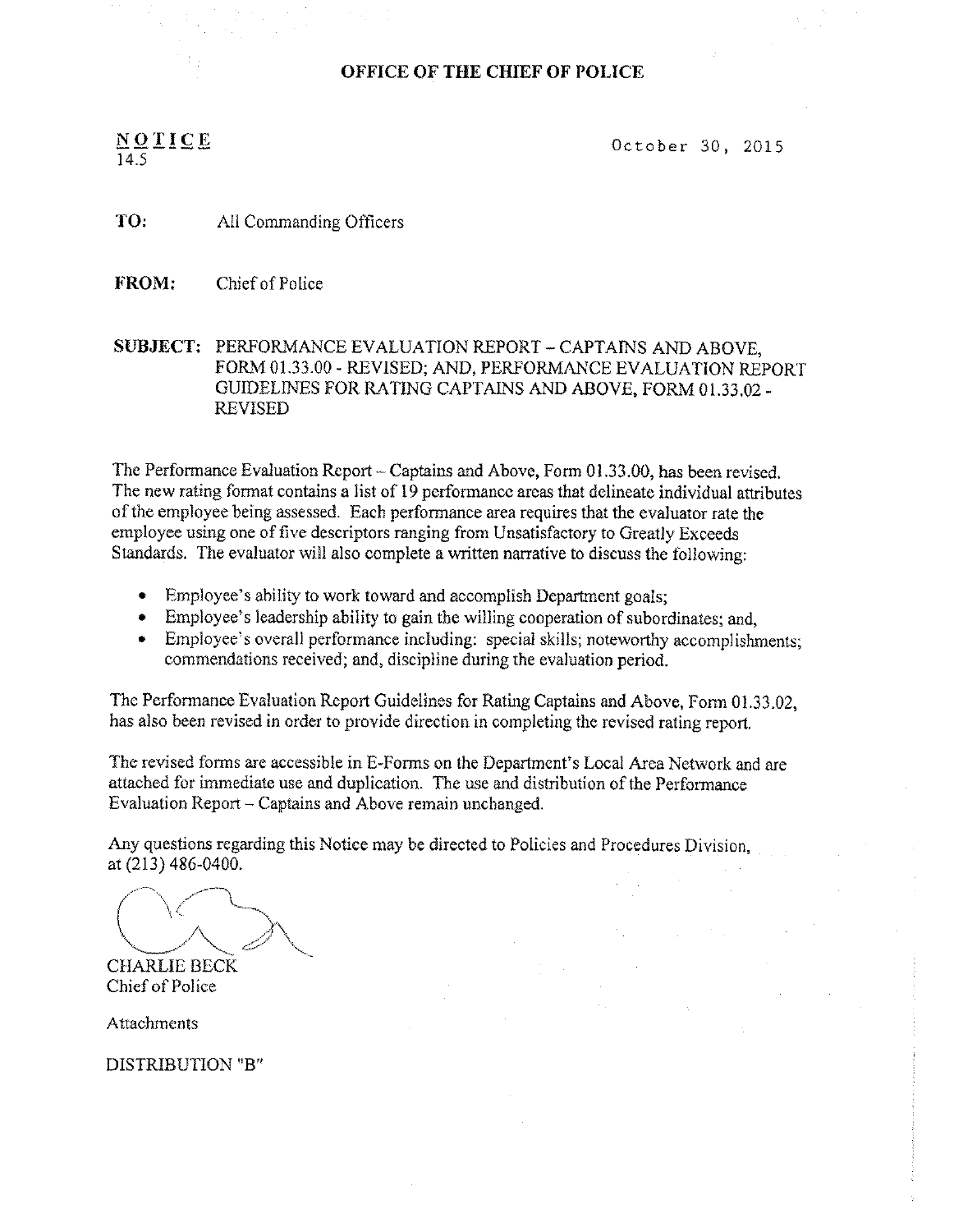# OFFICE OF THE CHIEF OF POLICE

**NOTICE**
14.5

October 30, 2015

**TO:** All Commanding Officers

**FROM:** Chief of Police

**SUBJECT:** PERFORMANCE EVALUATION REPORT – CAPTAINS AND ABOVE, FORM 01.33.00 - REVISED; AND, PERFORMANCE EVALUATION REPORT GUIDELINES FOR RATING CAPTAINS AND ABOVE, FORM 01.33.02 - REVISED

The Performance Evaluation Report – Captains and Above, Form 01.33.00, has been revised. The new rating format contains a list of 19 performance areas that delineate individual attributes of the employee being assessed. Each performance area requires that the evaluator rate the employee using one of five descriptors ranging from Unsatisfactory to Greatly Exceeds Standards. The evaluator will also complete a written narrative to discuss the following:

- Employee's ability to work toward and accomplish Department goals;
- Employee's leadership ability to gain the willing cooperation of subordinates; and,
- Employee's overall performance including: special skills; noteworthy accomplishments; commendations received; and, discipline during the evaluation period.

The Performance Evaluation Report Guidelines for Rating Captains and Above, Form 01.33.02, has also been revised in order to provide direction in completing the revised rating report.

The revised forms are accessible in E-Forms on the Department's Local Area Network and are attached for immediate use and duplication. The use and distribution of the Performance Evaluation Report – Captains and Above remain unchanged.

Any questions regarding this Notice may be directed to Policies and Procedures Division, at (213) 486-0400.

CHARLIE BECK
Chief of Police

Attachments

DISTRIBUTION "B"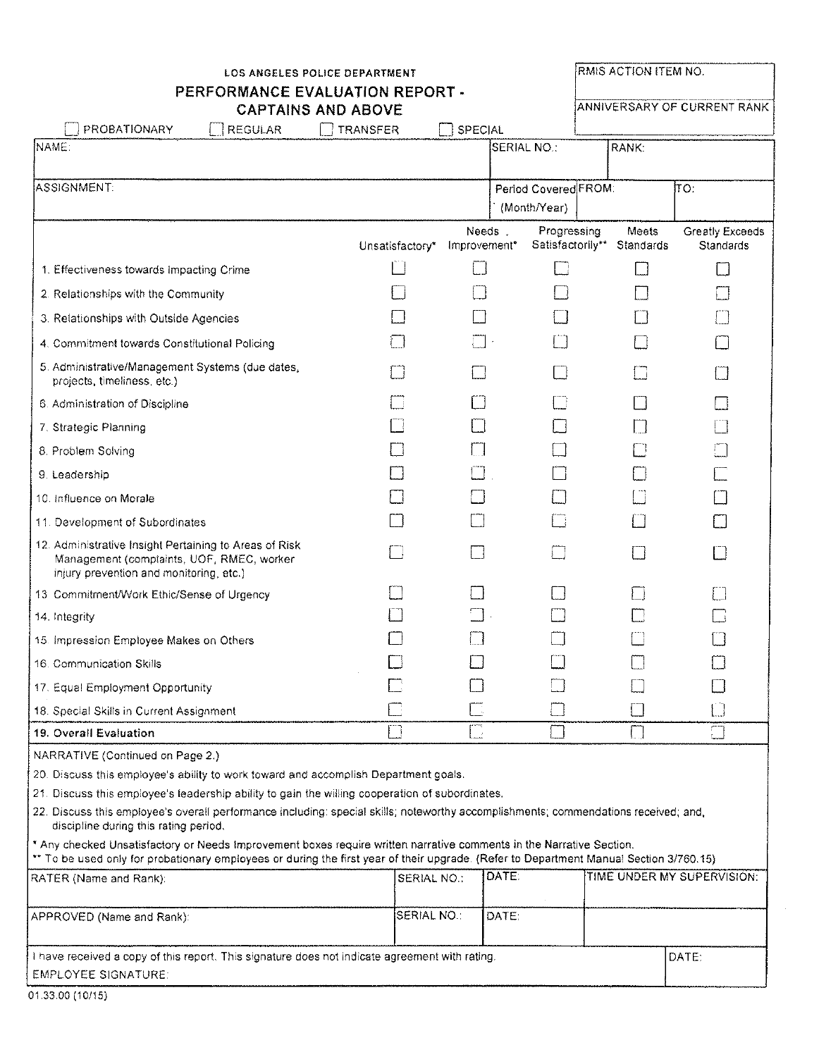LOS ANGELES POLICE DEPARTMENT

# PERFORMANCE EVALUATION REPORT - CAPTAINS AND ABOVE

| RMIS ACTION ITEM NO. |
| --- |
| ANNIVERSARY OF CURRENT RANK |

☐ PROBATIONARY ☐ REGULAR ☐ TRANSFER ☐ SPECIAL

| NAME: | SERIAL NO.: | RANK: | |
| --- | --- | --- | --- |
| ASSIGNMENT: | Period Covered (Month/Year) | FROM: | TO: |

| | Unsatisfactory* | Needs Improvement* | Progressing Satisfactorily** | Meets Standards | Greatly Exceeds Standards |
| --- | --- | --- | --- | --- | --- |
| 1. Effectiveness towards impacting Crime | ☐ | ☐ | ☐ | ☐ | ☐ |
| 2. Relationships with the Community | ☐ | ☐ | ☐ | ☐ | ☐ |
| 3. Relationships with Outside Agencies | ☐ | ☐ | ☐ | ☐ | ☐ |
| 4. Commitment towards Constitutional Policing | ☐ | ☐ | ☐ | ☐ | ☐ |
| 5. Administrative/Management Systems (due dates, projects, timeliness, etc.) | ☐ | ☐ | ☐ | ☐ | ☐ |
| 6. Administration of Discipline | ☐ | ☐ | ☐ | ☐ | ☐ |
| 7. Strategic Planning | ☐ | ☐ | ☐ | ☐ | ☐ |
| 8. Problem Solving | ☐ | ☐ | ☐ | ☐ | ☐ |
| 9. Leadership | ☐ | ☐ | ☐ | ☐ | ☐ |
| 10. Influence on Morale | ☐ | ☐ | ☐ | ☐ | ☐ |
| 11. Development of Subordinates | ☐ | ☐ | ☐ | ☐ | ☐ |
| 12. Administrative Insight Pertaining to Areas of Risk Management (complaints, UOF, RMEC, worker injury prevention and monitoring, etc.) | ☐ | ☐ | ☐ | ☐ | ☐ |
| 13. Commitment/Work Ethic/Sense of Urgency | ☐ | ☐ | ☐ | ☐ | ☐ |
| 14. Integrity | ☐ | ☐ | ☐ | ☐ | ☐ |
| 15. Impression Employee Makes on Others | ☐ | ☐ | ☐ | ☐ | ☐ |
| 16. Communication Skills | ☐ | ☐ | ☐ | ☐ | ☐ |
| 17. Equal Employment Opportunity | ☐ | ☐ | ☐ | ☐ | ☐ |
| 18. Special Skills in Current Assignment | ☐ | ☐ | ☐ | ☐ | ☐ |
| **19. Overall Evaluation** | ☐ | ☐ | ☐ | ☐ | ☐ |

NARRATIVE (Continued on Page 2.)

20. Discuss this employee's ability to work toward and accomplish Department goals.
21. Discuss this employee's leadership ability to gain the willing cooperation of subordinates.
22. Discuss this employee's overall performance including: special skills; noteworthy accomplishments; commendations received; and, discipline during this rating period.

\* Any checked Unsatisfactory or Needs Improvement boxes require written narrative comments in the Narrative Section.
\*\* To be used only for probationary employees or during the first year of their upgrade. (Refer to Department Manual Section 3/760.15)

| RATER (Name and Rank): | SERIAL NO.: | DATE: | TIME UNDER MY SUPERVISION: |
| --- | --- | --- | --- |
| APPROVED (Name and Rank): | SERIAL NO.: | DATE: | |

| I have received a copy of this report. This signature does not indicate agreement with rating. EMPLOYEE SIGNATURE: | DATE: |
| --- | --- |

01.33.00 (10/15)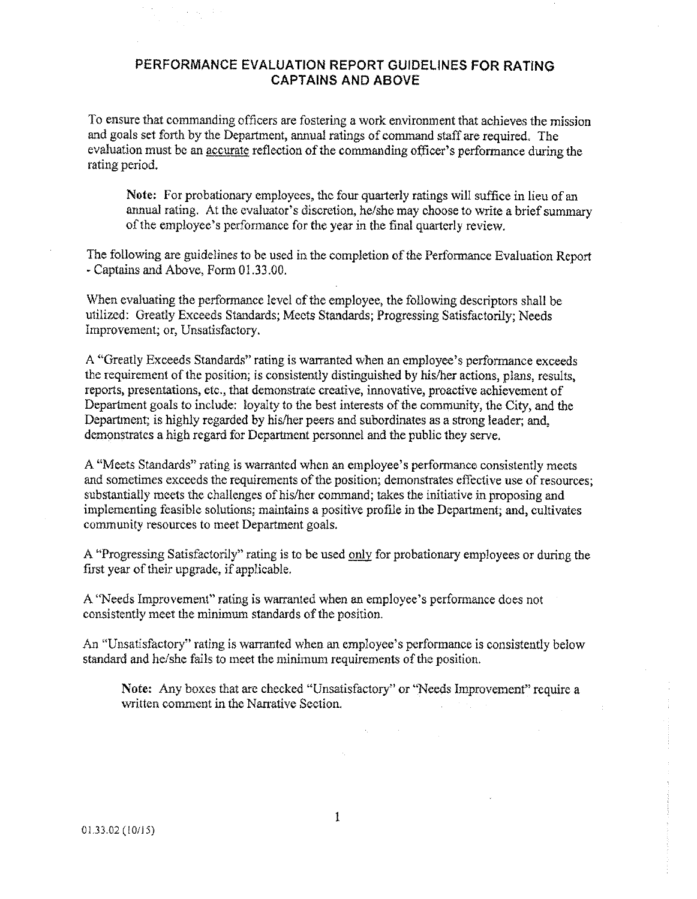# PERFORMANCE EVALUATION REPORT GUIDELINES FOR RATING CAPTAINS AND ABOVE

To ensure that commanding officers are fostering a work environment that achieves the mission and goals set forth by the Department, annual ratings of command staff are required. The evaluation must be an accurate reflection of the commanding officer's performance during the rating period.

> **Note:** For probationary employees, the four quarterly ratings will suffice in lieu of an annual rating. At the evaluator's discretion, he/she may choose to write a brief summary of the employee's performance for the year in the final quarterly review.

The following are guidelines to be used in the completion of the Performance Evaluation Report - Captains and Above, Form 01.33.00.

When evaluating the performance level of the employee, the following descriptors shall be utilized: Greatly Exceeds Standards; Meets Standards; Progressing Satisfactorily; Needs Improvement; or, Unsatisfactory.

A "Greatly Exceeds Standards" rating is warranted when an employee's performance exceeds the requirement of the position; is consistently distinguished by his/her actions, plans, results, reports, presentations, etc., that demonstrate creative, innovative, proactive achievement of Department goals to include: loyalty to the best interests of the community, the City, and the Department; is highly regarded by his/her peers and subordinates as a strong leader; and, demonstrates a high regard for Department personnel and the public they serve.

A "Meets Standards" rating is warranted when an employee's performance consistently meets and sometimes exceeds the requirements of the position; demonstrates effective use of resources; substantially meets the challenges of his/her command; takes the initiative in proposing and implementing feasible solutions; maintains a positive profile in the Department; and, cultivates community resources to meet Department goals.

A "Progressing Satisfactorily" rating is to be used only for probationary employees or during the first year of their upgrade, if applicable.

A "Needs Improvement" rating is warranted when an employee's performance does not consistently meet the minimum standards of the position.

An "Unsatisfactory" rating is warranted when an employee's performance is consistently below standard and he/she fails to meet the minimum requirements of the position.

> **Note:** Any boxes that are checked "Unsatisfactory" or "Needs Improvement" require a written comment in the Narrative Section.

01.33.02 (10/15)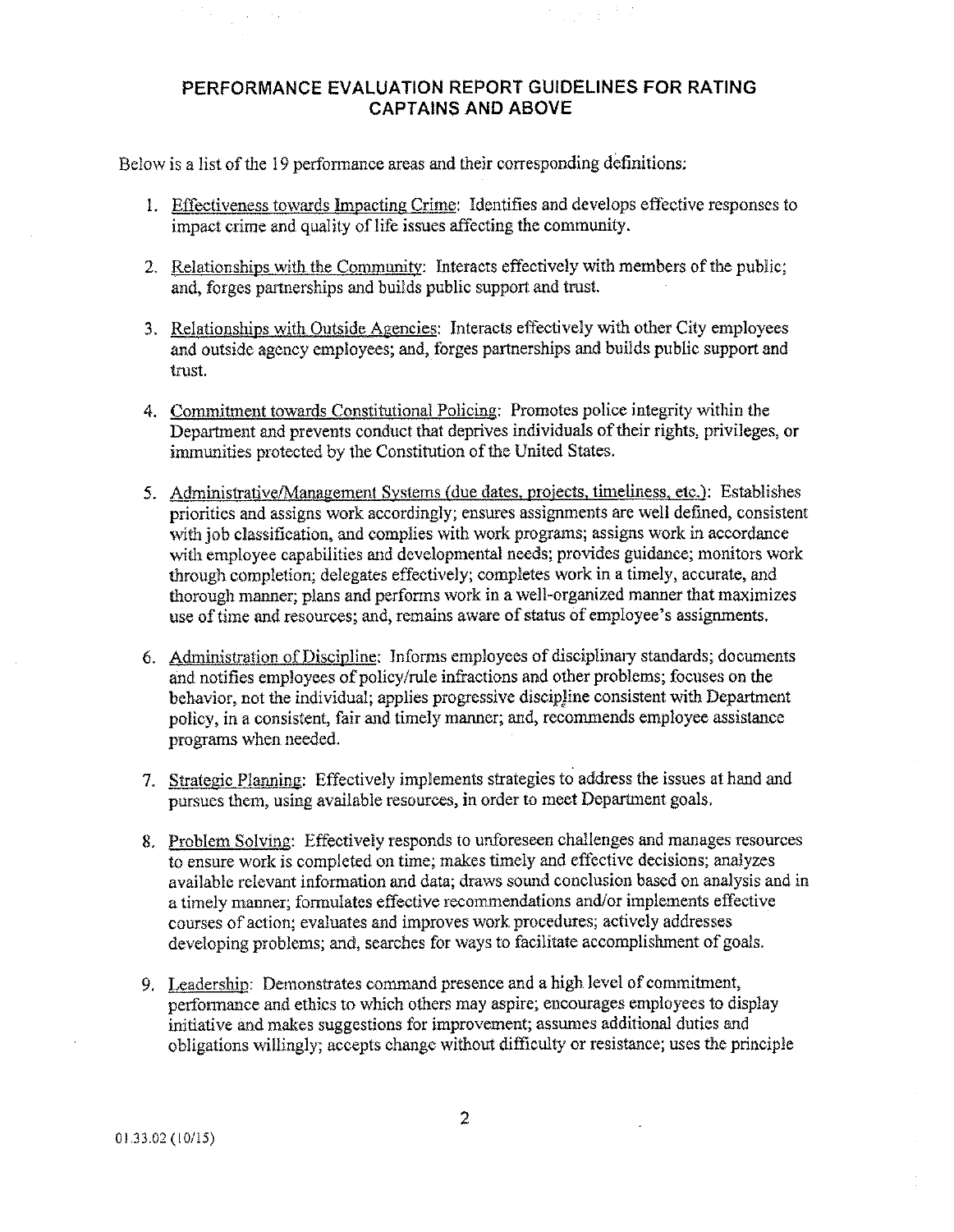## PERFORMANCE EVALUATION REPORT GUIDELINES FOR RATING CAPTAINS AND ABOVE

Below is a list of the 19 performance areas and their corresponding definitions:

1. Effectiveness towards Impacting Crime: Identifies and develops effective responses to impact crime and quality of life issues affecting the community.

2. Relationships with the Community: Interacts effectively with members of the public; and, forges partnerships and builds public support and trust.

3. Relationships with Outside Agencies: Interacts effectively with other City employees and outside agency employees; and, forges partnerships and builds public support and trust.

4. Commitment towards Constitutional Policing: Promotes police integrity within the Department and prevents conduct that deprives individuals of their rights, privileges, or immunities protected by the Constitution of the United States.

5. Administrative/Management Systems (due dates, projects, timeliness, etc.): Establishes priorities and assigns work accordingly; ensures assignments are well defined, consistent with job classification, and complies with work programs; assigns work in accordance with employee capabilities and developmental needs; provides guidance; monitors work through completion; delegates effectively; completes work in a timely, accurate, and thorough manner; plans and performs work in a well-organized manner that maximizes use of time and resources; and, remains aware of status of employee's assignments.

6. Administration of Discipline: Informs employees of disciplinary standards; documents and notifies employees of policy/rule infractions and other problems; focuses on the behavior, not the individual; applies progressive discipline consistent with Department policy, in a consistent, fair and timely manner; and, recommends employee assistance programs when needed.

7. Strategic Planning: Effectively implements strategies to address the issues at hand and pursues them, using available resources, in order to meet Department goals.

8. Problem Solving: Effectively responds to unforeseen challenges and manages resources to ensure work is completed on time; makes timely and effective decisions; analyzes available relevant information and data; draws sound conclusion based on analysis and in a timely manner; formulates effective recommendations and/or implements effective courses of action; evaluates and improves work procedures; actively addresses developing problems; and, searches for ways to facilitate accomplishment of goals.

9. Leadership: Demonstrates command presence and a high level of commitment, performance and ethics to which others may aspire; encourages employees to display initiative and makes suggestions for improvement; assumes additional duties and obligations willingly; accepts change without difficulty or resistance; uses the principle

01.33.02 (10/15)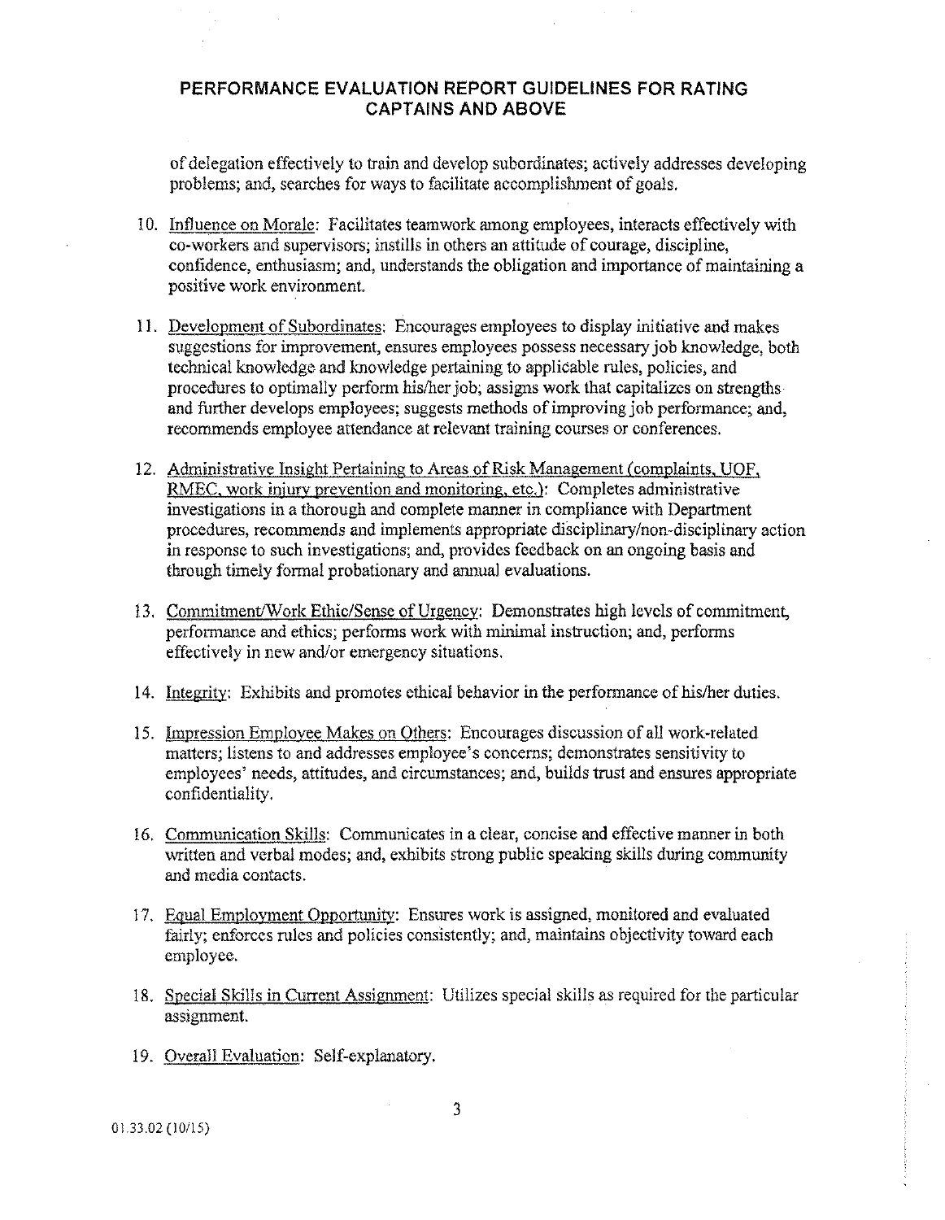of delegation effectively to train and develop subordinates; actively addresses developing problems; and, searches for ways to facilitate accomplishment of goals.

10. Influence on Morale: Facilitates teamwork among employees, interacts effectively with co-workers and supervisors; instills in others an attitude of courage, discipline, confidence, enthusiasm; and, understands the obligation and importance of maintaining a positive work environment.

11. Development of Subordinates: Encourages employees to display initiative and makes suggestions for improvement, ensures employees possess necessary job knowledge, both technical knowledge and knowledge pertaining to applicable rules, policies, and procedures to optimally perform his/her job; assigns work that capitalizes on strengths and further develops employees; suggests methods of improving job performance; and, recommends employee attendance at relevant training courses or conferences.

12. Administrative Insight Pertaining to Areas of Risk Management (complaints, UOF, RMEC, work injury prevention and monitoring, etc.): Completes administrative investigations in a thorough and complete manner in compliance with Department procedures, recommends and implements appropriate disciplinary/non-disciplinary action in response to such investigations; and, provides feedback on an ongoing basis and through timely formal probationary and annual evaluations.

13. Commitment/Work Ethic/Sense of Urgency: Demonstrates high levels of commitment, performance and ethics; performs work with minimal instruction; and, performs effectively in new and/or emergency situations.

14. Integrity: Exhibits and promotes ethical behavior in the performance of his/her duties.

15. Impression Employee Makes on Others: Encourages discussion of all work-related matters; listens to and addresses employee's concerns; demonstrates sensitivity to employees' needs, attitudes, and circumstances; and, builds trust and ensures appropriate confidentiality.

16. Communication Skills: Communicates in a clear, concise and effective manner in both written and verbal modes; and, exhibits strong public speaking skills during community and media contacts.

17. Equal Employment Opportunity: Ensures work is assigned, monitored and evaluated fairly; enforces rules and policies consistently; and, maintains objectivity toward each employee.

18. Special Skills in Current Assignment: Utilizes special skills as required for the particular assignment.

19. Overall Evaluation: Self-explanatory.

01.33.02 (10/15)